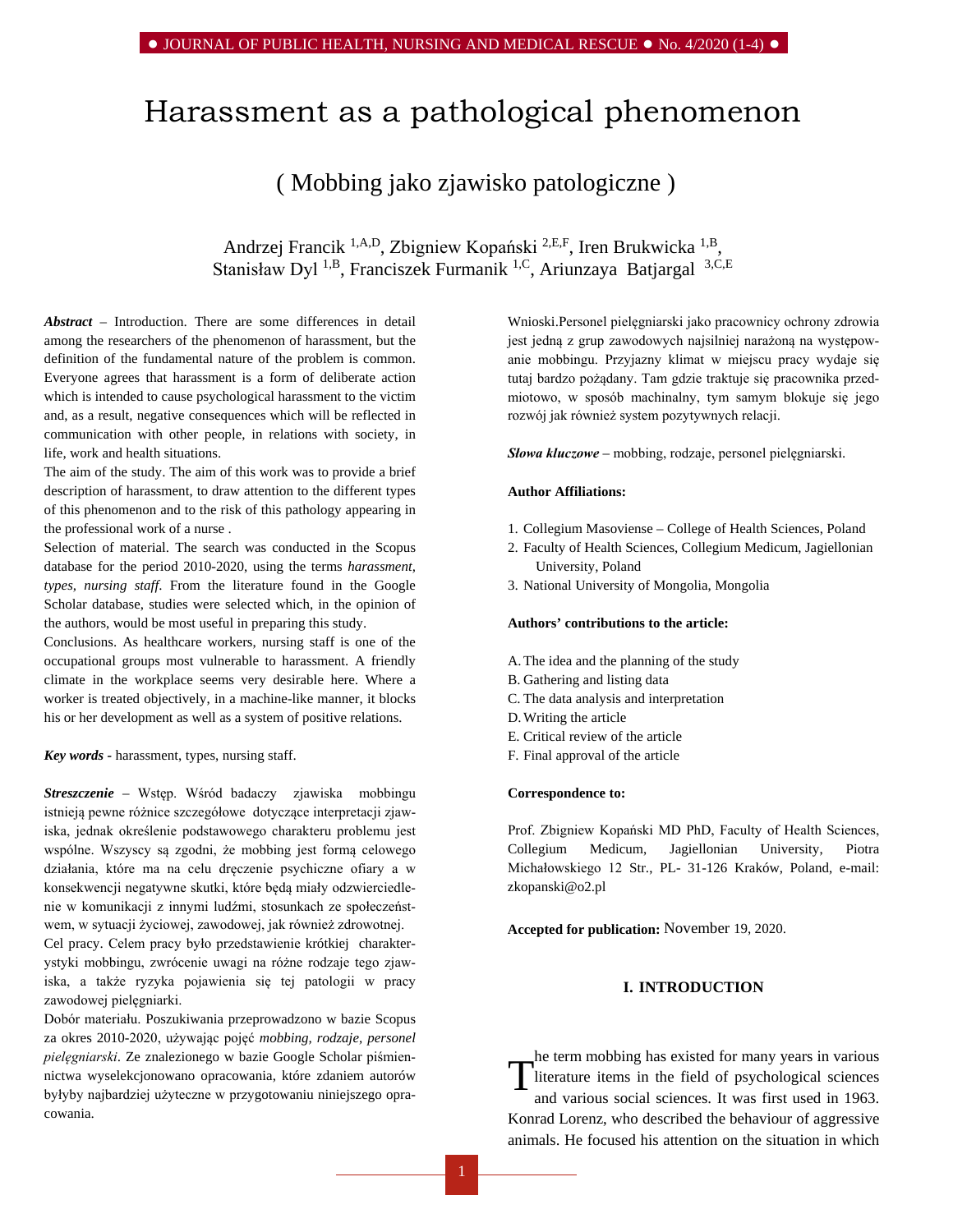# Harassment as a pathological phenomenon

## ( Mobbing jako zjawisko patologiczne )

Andrzej Francik [1,A,D], Zbigniew Kopański [2,E,F], Iren Brukwicka [1,B], Stanisław Dyl [1,B], Franciszek Furmanik [1,C], Ariunzaya Batjargal [3,C,E]

***Abstract*** – Introduction. There are some differences in detail among the researchers of the phenomenon of harassment, but the definition of the fundamental nature of the problem is common. Everyone agrees that harassment is a form of deliberate action which is intended to cause psychological harassment to the victim and, as a result, negative consequences which will be reflected in communication with other people, in relations with society, in life, work and health situations.

The aim of the study. The aim of this work was to provide a brief description of harassment, to draw attention to the different types of this phenomenon and to the risk of this pathology appearing in the professional work of a nurse .

Selection of material. The search was conducted in the Scopus database for the period 2010-2020, using the terms *harassment, types, nursing staff*. From the literature found in the Google Scholar database, studies were selected which, in the opinion of the authors, would be most useful in preparing this study.

Conclusions. As healthcare workers, nursing staff is one of the occupational groups most vulnerable to harassment. A friendly climate in the workplace seems very desirable here. Where a worker is treated objectively, in a machine-like manner, it blocks his or her development as well as a system of positive relations.

***Key words*** - harassment, types, nursing staff.

***Streszczenie*** – Wstęp. Wśród badaczy zjawiska mobbingu istnieją pewne różnice szczegółowe dotyczące interpretacji zjawiska, jednak określenie podstawowego charakteru problemu jest wspólne. Wszyscy są zgodni, że mobbing jest formą celowego działania, które ma na celu dręczenie psychiczne ofiary a w konsekwencji negatywne skutki, które będą miały odzwierciedlenie w komunikacji z innymi ludźmi, stosunkach ze społeczeństwem, w sytuacji życiowej, zawodowej, jak również zdrowotnej.

Cel pracy. Celem pracy było przedstawienie krótkiej charakterystyki mobbingu, zwrócenie uwagi na różne rodzaje tego zjawiska, a także ryzyka pojawienia się tej patologii w pracy zawodowej pielęgniarki.

Dobór materiału. Poszukiwania przeprowadzono w bazie Scopus za okres 2010-2020, używając pojęć *mobbing, rodzaje, personel pielęgniarski*. Ze znalezionego w bazie Google Scholar piśmiennictwa wyselekcjonowano opracowania, które zdaniem autorów byłyby najbardziej użyteczne w przygotowaniu niniejszego opracowania.

Wnioski.Personel pielęgniarski jako pracownicy ochrony zdrowia jest jedną z grup zawodowych najsilniej narażoną na występowanie mobbingu. Przyjazny klimat w miejscu pracy wydaje się tutaj bardzo pożądany. Tam gdzie traktuje się pracownika przedmiotowo, w sposób machinalny, tym samym blokuje się jego rozwój jak również system pozytywnych relacji.

***Słowa kluczowe*** – mobbing, rodzaje, personel pielęgniarski.

**Author Affiliations:**

1. Collegium Masoviense – College of Health Sciences, Poland
2. Faculty of Health Sciences, Collegium Medicum, Jagiellonian University, Poland
3. National University of Mongolia, Mongolia

**Authors' contributions to the article:**

A. The idea and the planning of the study
B. Gathering and listing data
C. The data analysis and interpretation
D. Writing the article
E. Critical review of the article
F. Final approval of the article

**Correspondence to:**

Prof. Zbigniew Kopański MD PhD, Faculty of Health Sciences, Collegium Medicum, Jagiellonian University, Piotra Michałowskiego 12 Str., PL- 31-126 Kraków, Poland, e-mail: zkopanski@o2.pl

**Accepted for publication:** November 19, 2020.

## I. INTRODUCTION

The term mobbing has existed for many years in various literature items in the field of psychological sciences and various social sciences. It was first used in 1963. Konrad Lorenz, who described the behaviour of aggressive animals. He focused his attention on the situation in which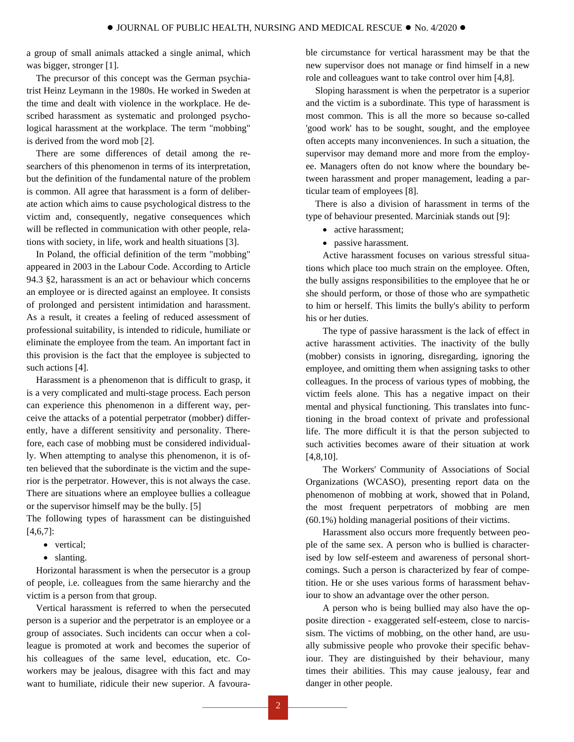a group of small animals attacked a single animal, which was bigger, stronger [1].

The precursor of this concept was the German psychiatrist Heinz Leymann in the 1980s. He worked in Sweden at the time and dealt with violence in the workplace. He described harassment as systematic and prolonged psychological harassment at the workplace. The term "mobbing" is derived from the word mob [2].

There are some differences of detail among the researchers of this phenomenon in terms of its interpretation, but the definition of the fundamental nature of the problem is common. All agree that harassment is a form of deliberate action which aims to cause psychological distress to the victim and, consequently, negative consequences which will be reflected in communication with other people, relations with society, in life, work and health situations [3].

In Poland, the official definition of the term "mobbing" appeared in 2003 in the Labour Code. According to Article 94.3 §2, harassment is an act or behaviour which concerns an employee or is directed against an employee. It consists of prolonged and persistent intimidation and harassment. As a result, it creates a feeling of reduced assessment of professional suitability, is intended to ridicule, humiliate or eliminate the employee from the team. An important fact in this provision is the fact that the employee is subjected to such actions [4].

Harassment is a phenomenon that is difficult to grasp, it is a very complicated and multi-stage process. Each person can experience this phenomenon in a different way, perceive the attacks of a potential perpetrator (mobber) differently, have a different sensitivity and personality. Therefore, each case of mobbing must be considered individually. When attempting to analyse this phenomenon, it is often believed that the subordinate is the victim and the superior is the perpetrator. However, this is not always the case. There are situations where an employee bullies a colleague or the supervisor himself may be the bully. [5]

The following types of harassment can be distinguished [4,6,7]:

- vertical;
- slanting.

Horizontal harassment is when the persecutor is a group of people, i.e. colleagues from the same hierarchy and the victim is a person from that group.

Vertical harassment is referred to when the persecuted person is a superior and the perpetrator is an employee or a group of associates. Such incidents can occur when a colleague is promoted at work and becomes the superior of his colleagues of the same level, education, etc. Co-workers may be jealous, disagree with this fact and may want to humiliate, ridicule their new superior. A favourable circumstance for vertical harassment may be that the new supervisor does not manage or find himself in a new role and colleagues want to take control over him [4,8].

Sloping harassment is when the perpetrator is a superior and the victim is a subordinate. This type of harassment is most common. This is all the more so because so-called 'good work' has to be sought, sought, and the employee often accepts many inconveniences. In such a situation, the supervisor may demand more and more from the employee. Managers often do not know where the boundary between harassment and proper management, leading a particular team of employees [8].

There is also a division of harassment in terms of the type of behaviour presented. Marciniak stands out [9]:

- active harassment;
- passive harassment.

Active harassment focuses on various stressful situations which place too much strain on the employee. Often, the bully assigns responsibilities to the employee that he or she should perform, or those of those who are sympathetic to him or herself. This limits the bully's ability to perform his or her duties.

The type of passive harassment is the lack of effect in active harassment activities. The inactivity of the bully (mobber) consists in ignoring, disregarding, ignoring the employee, and omitting them when assigning tasks to other colleagues. In the process of various types of mobbing, the victim feels alone. This has a negative impact on their mental and physical functioning. This translates into functioning in the broad context of private and professional life. The more difficult it is that the person subjected to such activities becomes aware of their situation at work [4,8,10].

The Workers' Community of Associations of Social Organizations (WCASO), presenting report data on the phenomenon of mobbing at work, showed that in Poland, the most frequent perpetrators of mobbing are men (60.1%) holding managerial positions of their victims.

Harassment also occurs more frequently between people of the same sex. A person who is bullied is characterised by low self-esteem and awareness of personal shortcomings. Such a person is characterized by fear of competition. He or she uses various forms of harassment behaviour to show an advantage over the other person.

A person who is being bullied may also have the opposite direction - exaggerated self-esteem, close to narcissism. The victims of mobbing, on the other hand, are usually submissive people who provoke their specific behaviour. They are distinguished by their behaviour, many times their abilities. This may cause jealousy, fear and danger in other people.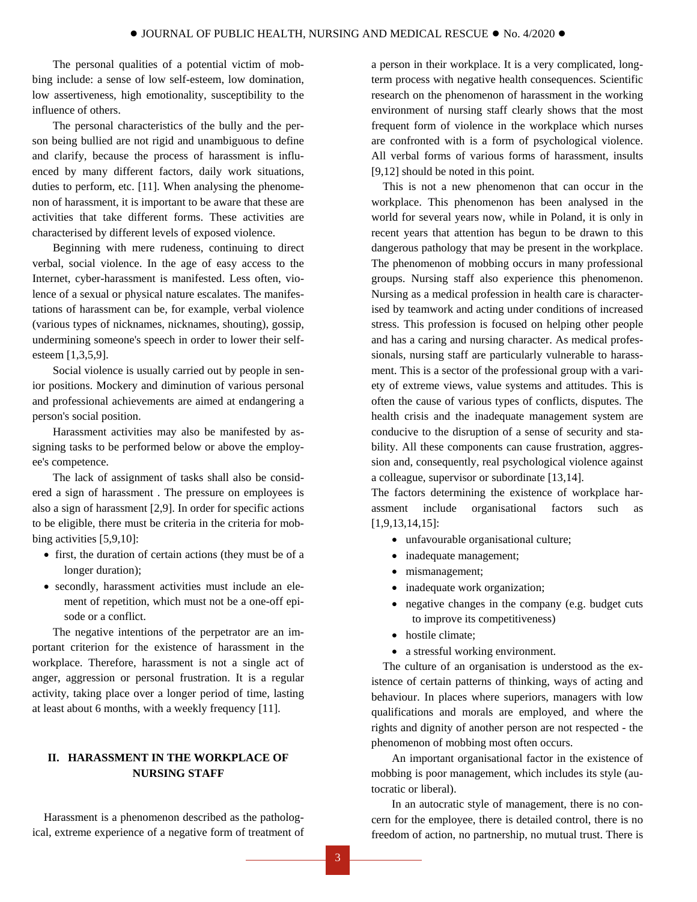The personal qualities of a potential victim of mobbing include: a sense of low self-esteem, low domination, low assertiveness, high emotionality, susceptibility to the influence of others.

The personal characteristics of the bully and the person being bullied are not rigid and unambiguous to define and clarify, because the process of harassment is influenced by many different factors, daily work situations, duties to perform, etc. [11]. When analysing the phenomenon of harassment, it is important to be aware that these are activities that take different forms. These activities are characterised by different levels of exposed violence.

Beginning with mere rudeness, continuing to direct verbal, social violence. In the age of easy access to the Internet, cyber-harassment is manifested. Less often, violence of a sexual or physical nature escalates. The manifestations of harassment can be, for example, verbal violence (various types of nicknames, nicknames, shouting), gossip, undermining someone's speech in order to lower their self-esteem [1,3,5,9].

Social violence is usually carried out by people in senior positions. Mockery and diminution of various personal and professional achievements are aimed at endangering a person's social position.

Harassment activities may also be manifested by assigning tasks to be performed below or above the employee's competence.

The lack of assignment of tasks shall also be considered a sign of harassment . The pressure on employees is also a sign of harassment [2,9]. In order for specific actions to be eligible, there must be criteria in the criteria for mobbing activities [5,9,10]:

- first, the duration of certain actions (they must be of a longer duration);
- secondly, harassment activities must include an element of repetition, which must not be a one-off episode or a conflict.

The negative intentions of the perpetrator are an important criterion for the existence of harassment in the workplace. Therefore, harassment is not a single act of anger, aggression or personal frustration. It is a regular activity, taking place over a longer period of time, lasting at least about 6 months, with a weekly frequency [11].

## II. HARASSMENT IN THE WORKPLACE OF NURSING STAFF

Harassment is a phenomenon described as the pathological, extreme experience of a negative form of treatment of a person in their workplace. It is a very complicated, long-term process with negative health consequences. Scientific research on the phenomenon of harassment in the working environment of nursing staff clearly shows that the most frequent form of violence in the workplace which nurses are confronted with is a form of psychological violence. All verbal forms of various forms of harassment, insults [9,12] should be noted in this point.

This is not a new phenomenon that can occur in the workplace. This phenomenon has been analysed in the world for several years now, while in Poland, it is only in recent years that attention has begun to be drawn to this dangerous pathology that may be present in the workplace. The phenomenon of mobbing occurs in many professional groups. Nursing staff also experience this phenomenon. Nursing as a medical profession in health care is characterised by teamwork and acting under conditions of increased stress. This profession is focused on helping other people and has a caring and nursing character. As medical professionals, nursing staff are particularly vulnerable to harassment. This is a sector of the professional group with a variety of extreme views, value systems and attitudes. This is often the cause of various types of conflicts, disputes. The health crisis and the inadequate management system are conducive to the disruption of a sense of security and stability. All these components can cause frustration, aggression and, consequently, real psychological violence against a colleague, supervisor or subordinate [13,14].

The factors determining the existence of workplace harassment include organisational factors such as [1,9,13,14,15]:

- unfavourable organisational culture;
- inadequate management;
- mismanagement;
- inadequate work organization;
- negative changes in the company (e.g. budget cuts to improve its competitiveness)
- hostile climate;
- a stressful working environment.

The culture of an organisation is understood as the existence of certain patterns of thinking, ways of acting and behaviour. In places where superiors, managers with low qualifications and morals are employed, and where the rights and dignity of another person are not respected - the phenomenon of mobbing most often occurs.

An important organisational factor in the existence of mobbing is poor management, which includes its style (autocratic or liberal).

In an autocratic style of management, there is no concern for the employee, there is detailed control, there is no freedom of action, no partnership, no mutual trust. There is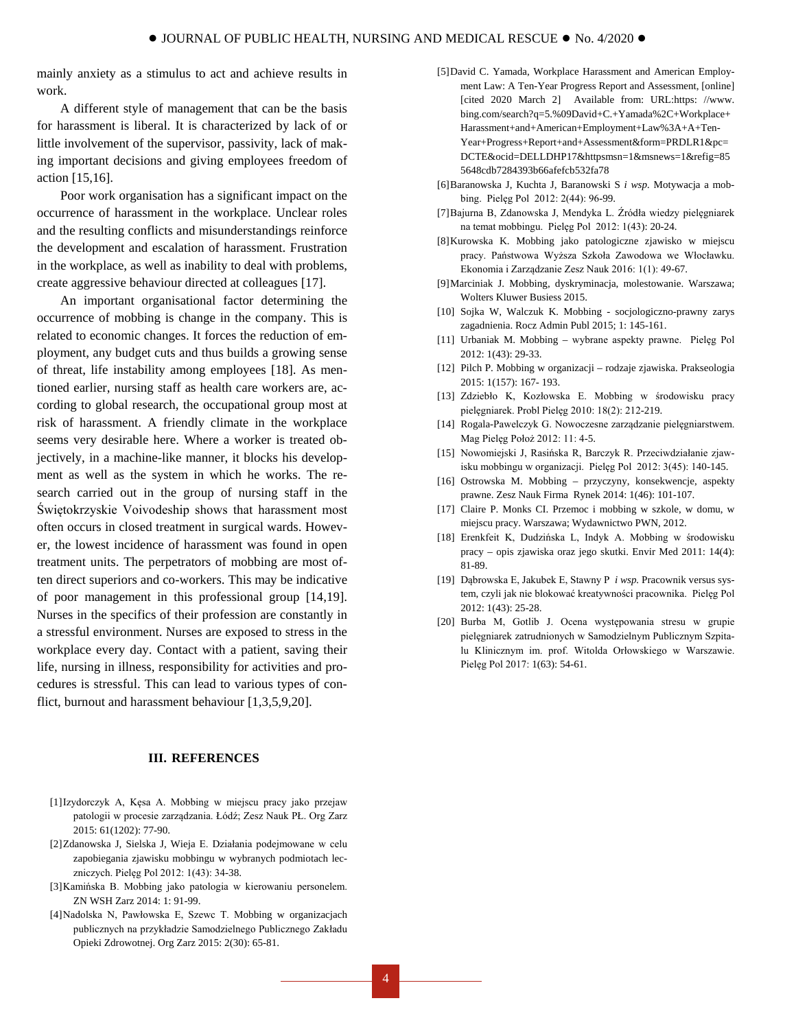mainly anxiety as a stimulus to act and achieve results in work.

A different style of management that can be the basis for harassment is liberal. It is characterized by lack of or little involvement of the supervisor, passivity, lack of making important decisions and giving employees freedom of action [15,16].

Poor work organisation has a significant impact on the occurrence of harassment in the workplace. Unclear roles and the resulting conflicts and misunderstandings reinforce the development and escalation of harassment. Frustration in the workplace, as well as inability to deal with problems, create aggressive behaviour directed at colleagues [17].

An important organisational factor determining the occurrence of mobbing is change in the company. This is related to economic changes. It forces the reduction of employment, any budget cuts and thus builds a growing sense of threat, life instability among employees [18]. As mentioned earlier, nursing staff as health care workers are, according to global research, the occupational group most at risk of harassment. A friendly climate in the workplace seems very desirable here. Where a worker is treated objectively, in a machine-like manner, it blocks his development as well as the system in which he works. The research carried out in the group of nursing staff in the Świętokrzyskie Voivodeship shows that harassment most often occurs in closed treatment in surgical wards. However, the lowest incidence of harassment was found in open treatment units. The perpetrators of mobbing are most often direct superiors and co-workers. This may be indicative of poor management in this professional group [14,19]. Nurses in the specifics of their profession are constantly in a stressful environment. Nurses are exposed to stress in the workplace every day. Contact with a patient, saving their life, nursing in illness, responsibility for activities and procedures is stressful. This can lead to various types of conflict, burnout and harassment behaviour [1,3,5,9,20].

## III. REFERENCES

[1] Izydorczyk A, Kęsa A. Mobbing w miejscu pracy jako przejaw patologii w procesie zarządzania. Łódź; Zesz Nauk PŁ. Org Zarz 2015: 61(1202): 77-90.

[2] Zdanowska J, Sielska J, Wieja E. Działania podejmowane w celu zapobiegania zjawisku mobbingu w wybranych podmiotach leczniczych. Pielęg Pol 2012: 1(43): 34-38.

[3] Kamińska B. Mobbing jako patologia w kierowaniu personelem. ZN WSH Zarz 2014: 1: 91-99.

[4] Nadolska N, Pawłowska E, Szewc T. Mobbing w organizacjach publicznych na przykładzie Samodzielnego Publicznego Zakładu Opieki Zdrowotnej. Org Zarz 2015: 2(30): 65-81.

[5] David C. Yamada, Workplace Harassment and American Employment Law: A Ten-Year Progress Report and Assessment, [online] [cited 2020 March 2] Available from: URL:https: //www.bing.com/search?q=5.%09David+C.+Yamada%2C+Workplace+Harassment+and+American+Employment+Law%3A+A+Ten-Year+Progress+Report+and+Assessment&form=PRDLR1&pc=DCTE&ocid=DELLDHP17&httpsmsn=1&msnews=1&refig=855648cdb7284393b66afefcb532fa78

[6] Baranowska J, Kuchta J, Baranowski S *i wsp.* Motywacja a mobbing. Pielęg Pol 2012: 2(44): 96-99.

[7] Bajurna B, Zdanowska J, Mendyka L. Źródła wiedzy pielęgniarek na temat mobbingu. Pielęg Pol 2012: 1(43): 20-24.

[8] Kurowska K. Mobbing jako patologiczne zjawisko w miejscu pracy. Państwowa Wyższa Szkoła Zawodowa we Włocławku. Ekonomia i Zarządzanie Zesz Nauk 2016: 1(1): 49-67.

[9] Marciniak J. Mobbing, dyskryminacja, molestowanie. Warszawa; Wolters Kluwer Busiess 2015.

[10] Sojka W, Walczuk K. Mobbing - socjologiczno-prawny zarys zagadnienia. Rocz Admin Publ 2015; 1: 145-161.

[11] Urbaniak M. Mobbing – wybrane aspekty prawne. Pielęg Pol 2012: 1(43): 29-33.

[12] Pilch P. Mobbing w organizacji – rodzaje zjawiska. Prakseologia 2015: 1(157): 167- 193.

[13] Zdziebło K, Kozłowska E. Mobbing w środowisku pracy pielęgniarek. Probl Pielęg 2010: 18(2): 212-219.

[14] Rogala-Pawelczyk G. Nowoczesne zarządzanie pielęgniarstwem. Mag Pielęg Położ 2012: 11: 4-5.

[15] Nowomiejski J, Rasińska R, Barczyk R. Przeciwdziałanie zjawisku mobbingu w organizacji. Pielęg Pol 2012: 3(45): 140-145.

[16] Ostrowska M. Mobbing – przyczyny, konsekwencje, aspekty prawne. Zesz Nauk Firma Rynek 2014: 1(46): 101-107.

[17] Claire P. Monks CI. Przemoc i mobbing w szkole, w domu, w miejscu pracy. Warszawa; Wydawnictwo PWN, 2012.

[18] Erenkfeit K, Dudzińska L, Indyk A. Mobbing w środowisku pracy – opis zjawiska oraz jego skutki. Envir Med 2011: 14(4): 81-89.

[19] Dąbrowska E, Jakubek E, Stawny P *i wsp.* Pracownik versus system, czyli jak nie blokować kreatywności pracownika. Pielęg Pol 2012: 1(43): 25-28.

[20] Burba M, Gotlib J. Ocena występowania stresu w grupie pielęgniarek zatrudnionych w Samodzielnym Publicznym Szpitalu Klinicznym im. prof. Witolda Orłowskiego w Warszawie. Pielęg Pol 2017: 1(63): 54-61.